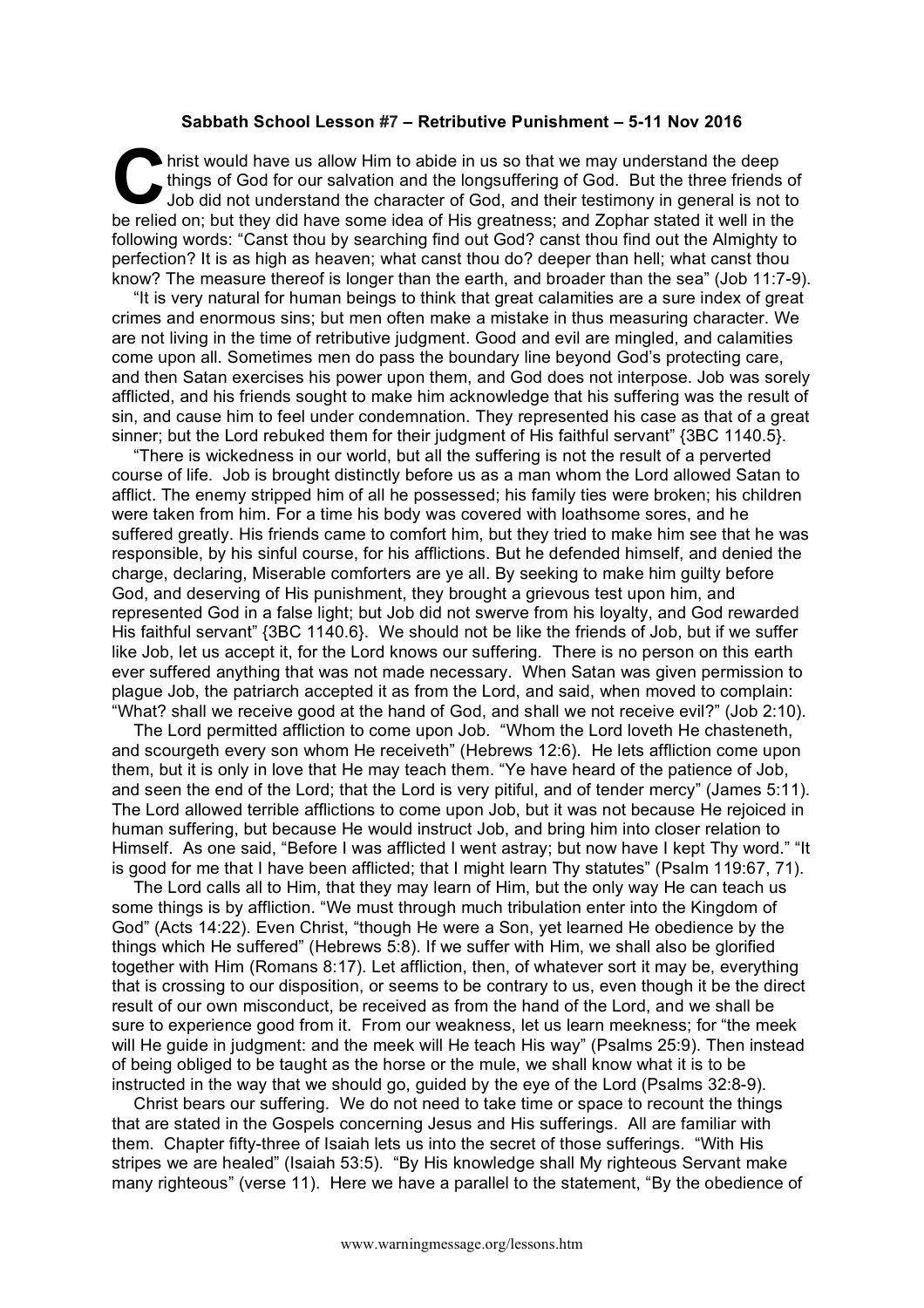**Sabbath School Lesson #7 – Retributive Punishment – 5-11 Nov 2016**

Christ would have us allow Him to abide in us so that we may understand the deep things of God for our salvation and the longsuffering of God. But the three friends of Job did not understand the character of God, and their testimony in general is not to be relied on; but they did have some idea of His greatness; and Zophar stated it well in the following words: "Canst thou by searching find out God? canst thou find out the Almighty to perfection? It is as high as heaven; what canst thou do? deeper than hell; what canst thou know? The measure thereof is longer than the earth, and broader than the sea" (Job 11:7-9).

"It is very natural for human beings to think that great calamities are a sure index of great crimes and enormous sins; but men often make a mistake in thus measuring character. We are not living in the time of retributive judgment. Good and evil are mingled, and calamities come upon all. Sometimes men do pass the boundary line beyond God's protecting care, and then Satan exercises his power upon them, and God does not interpose. Job was sorely afflicted, and his friends sought to make him acknowledge that his suffering was the result of sin, and cause him to feel under condemnation. They represented his case as that of a great sinner; but the Lord rebuked them for their judgment of His faithful servant" {3BC 1140.5}.

"There is wickedness in our world, but all the suffering is not the result of a perverted course of life. Job is brought distinctly before us as a man whom the Lord allowed Satan to afflict. The enemy stripped him of all he possessed; his family ties were broken; his children were taken from him. For a time his body was covered with loathsome sores, and he suffered greatly. His friends came to comfort him, but they tried to make him see that he was responsible, by his sinful course, for his afflictions. But he defended himself, and denied the charge, declaring, Miserable comforters are ye all. By seeking to make him guilty before God, and deserving of His punishment, they brought a grievous test upon him, and represented God in a false light; but Job did not swerve from his loyalty, and God rewarded His faithful servant" {3BC 1140.6}. We should not be like the friends of Job, but if we suffer like Job, let us accept it, for the Lord knows our suffering. There is no person on this earth ever suffered anything that was not made necessary. When Satan was given permission to plague Job, the patriarch accepted it as from the Lord, and said, when moved to complain: "What? shall we receive good at the hand of God, and shall we not receive evil?" (Job 2:10).

The Lord permitted affliction to come upon Job. "Whom the Lord loveth He chasteneth, and scourgeth every son whom He receiveth" (Hebrews 12:6). He lets affliction come upon them, but it is only in love that He may teach them. "Ye have heard of the patience of Job, and seen the end of the Lord; that the Lord is very pitiful, and of tender mercy" (James 5:11). The Lord allowed terrible afflictions to come upon Job, but it was not because He rejoiced in human suffering, but because He would instruct Job, and bring him into closer relation to Himself. As one said, "Before I was afflicted I went astray; but now have I kept Thy word." "It is good for me that I have been afflicted; that I might learn Thy statutes" (Psalm 119:67, 71).

The Lord calls all to Him, that they may learn of Him, but the only way He can teach us some things is by affliction. "We must through much tribulation enter into the Kingdom of God" (Acts 14:22). Even Christ, "though He were a Son, yet learned He obedience by the things which He suffered" (Hebrews 5:8). If we suffer with Him, we shall also be glorified together with Him (Romans 8:17). Let affliction, then, of whatever sort it may be, everything that is crossing to our disposition, or seems to be contrary to us, even though it be the direct result of our own misconduct, be received as from the hand of the Lord, and we shall be sure to experience good from it. From our weakness, let us learn meekness; for "the meek will He guide in judgment: and the meek will He teach His way" (Psalms 25:9). Then instead of being obliged to be taught as the horse or the mule, we shall know what it is to be instructed in the way that we should go, guided by the eye of the Lord (Psalms 32:8-9).

Christ bears our suffering. We do not need to take time or space to recount the things that are stated in the Gospels concerning Jesus and His sufferings. All are familiar with them. Chapter fifty-three of Isaiah lets us into the secret of those sufferings. "With His stripes we are healed" (Isaiah 53:5). "By His knowledge shall My righteous Servant make many righteous" (verse 11). Here we have a parallel to the statement, "By the obedience of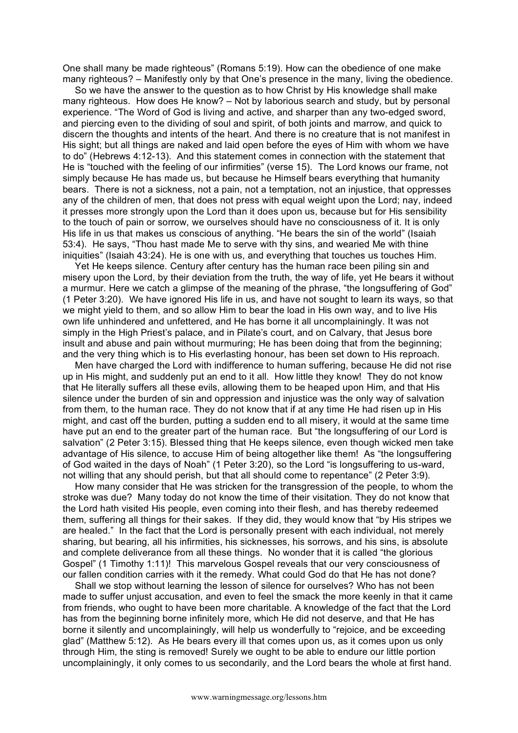One shall many be made righteous" (Romans 5:19). How can the obedience of one make many righteous? – Manifestly only by that One's presence in the many, living the obedience.

So we have the answer to the question as to how Christ by His knowledge shall make many righteous. How does He know? – Not by laborious search and study, but by personal experience. "The Word of God is living and active, and sharper than any two-edged sword, and piercing even to the dividing of soul and spirit, of both joints and marrow, and quick to discern the thoughts and intents of the heart. And there is no creature that is not manifest in His sight; but all things are naked and laid open before the eyes of Him with whom we have to do" (Hebrews 4:12-13). And this statement comes in connection with the statement that He is "touched with the feeling of our infirmities" (verse 15). The Lord knows our frame, not simply because He has made us, but because he Himself bears everything that humanity bears. There is not a sickness, not a pain, not a temptation, not an injustice, that oppresses any of the children of men, that does not press with equal weight upon the Lord; nay, indeed it presses more strongly upon the Lord than it does upon us, because but for His sensibility to the touch of pain or sorrow, we ourselves should have no consciousness of it. It is only His life in us that makes us conscious of anything. "He bears the sin of the world" (Isaiah 53:4). He says, "Thou hast made Me to serve with thy sins, and wearied Me with thine iniquities" (Isaiah 43:24). He is one with us, and everything that touches us touches Him.

Yet He keeps silence. Century after century has the human race been piling sin and misery upon the Lord, by their deviation from the truth, the way of life, yet He bears it without a murmur. Here we catch a glimpse of the meaning of the phrase, "the longsuffering of God" (1 Peter 3:20). We have ignored His life in us, and have not sought to learn its ways, so that we might yield to them, and so allow Him to bear the load in His own way, and to live His own life unhindered and unfettered, and He has borne it all uncomplainingly. It was not simply in the High Priest's palace, and in Pilate's court, and on Calvary, that Jesus bore insult and abuse and pain without murmuring; He has been doing that from the beginning; and the very thing which is to His everlasting honour, has been set down to His reproach.

Men have charged the Lord with indifference to human suffering, because He did not rise up in His might, and suddenly put an end to it all. How little they know! They do not know that He literally suffers all these evils, allowing them to be heaped upon Him, and that His silence under the burden of sin and oppression and injustice was the only way of salvation from them, to the human race. They do not know that if at any time He had risen up in His might, and cast off the burden, putting a sudden end to all misery, it would at the same time have put an end to the greater part of the human race. But "the longsuffering of our Lord is salvation" (2 Peter 3:15). Blessed thing that He keeps silence, even though wicked men take advantage of His silence, to accuse Him of being altogether like them! As "the longsuffering of God waited in the days of Noah" (1 Peter 3:20), so the Lord "is longsuffering to us-ward, not willing that any should perish, but that all should come to repentance" (2 Peter 3:9).

How many consider that He was stricken for the transgression of the people, to whom the stroke was due? Many today do not know the time of their visitation. They do not know that the Lord hath visited His people, even coming into their flesh, and has thereby redeemed them, suffering all things for their sakes. If they did, they would know that "by His stripes we are healed." In the fact that the Lord is personally present with each individual, not merely sharing, but bearing, all his infirmities, his sicknesses, his sorrows, and his sins, is absolute and complete deliverance from all these things. No wonder that it is called "the glorious Gospel" (1 Timothy 1:11)! This marvelous Gospel reveals that our very consciousness of our fallen condition carries with it the remedy. What could God do that He has not done?

Shall we stop without learning the lesson of silence for ourselves? Who has not been made to suffer unjust accusation, and even to feel the smack the more keenly in that it came from friends, who ought to have been more charitable. A knowledge of the fact that the Lord has from the beginning borne infinitely more, which He did not deserve, and that He has borne it silently and uncomplainingly, will help us wonderfully to "rejoice, and be exceeding glad" (Matthew 5:12). As He bears every ill that comes upon us, as it comes upon us only through Him, the sting is removed! Surely we ought to be able to endure our little portion uncomplainingly, it only comes to us secondarily, and the Lord bears the whole at first hand.

www.warningmessage.org/lessons.htm